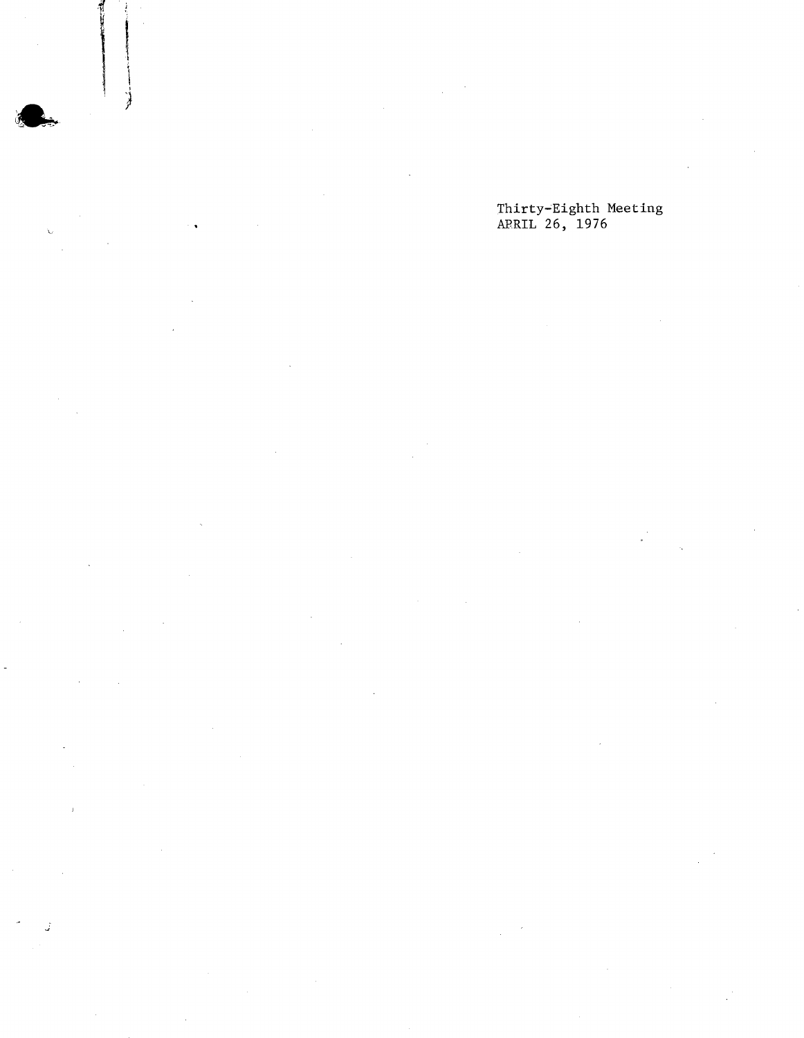Thirty-Eighth Meeting
APRIL 26, 1976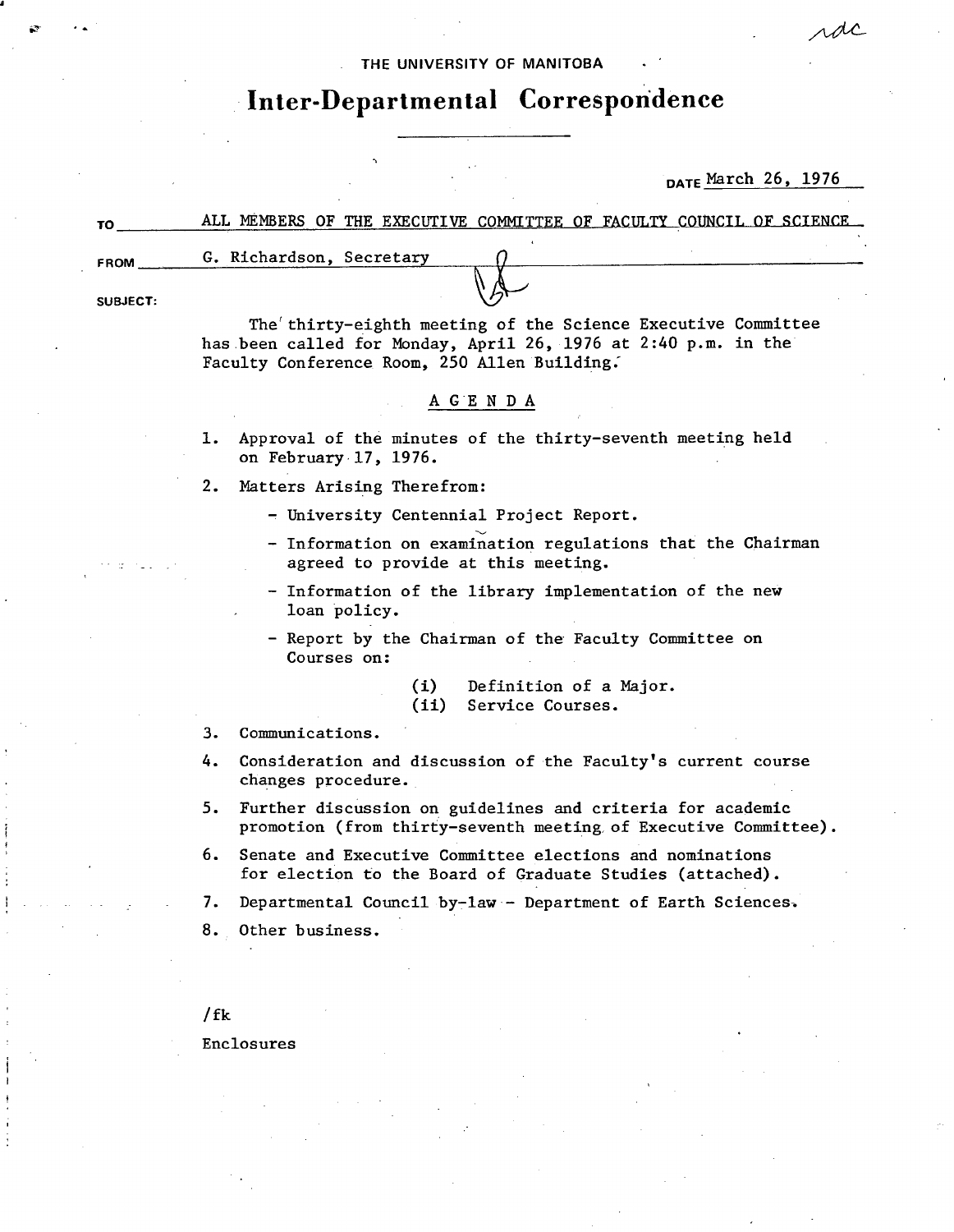THE UNIVERSITY OF MANITOBA

# Inter-Departmental Correspondence

DATE March 26, 1976

TO ALL MEMBERS OF THE EXECUTIVE COMMITTEE OF FACULTY COUNCIL OF SCIENCE

FROM G. Richardson, Secretary

SUBJECT:

The thirty-eighth meeting of the Science Executive Committee has been called for Monday, April 26, 1976 at 2:40 p.m. in the Faculty Conference Room, 250 Allen Building.

## AGENDA

1. Approval of the minutes of the thirty-seventh meeting held on February 17, 1976.
2. Matters Arising Therefrom:
   - University Centennial Project Report.
   - Information on examination regulations that the Chairman agreed to provide at this meeting.
   - Information of the library implementation of the new loan policy.
   - Report by the Chairman of the Faculty Committee on Courses on:
     - (i) Definition of a Major.
     - (ii) Service Courses.
3. Communications.
4. Consideration and discussion of the Faculty's current course changes procedure.
5. Further discussion on guidelines and criteria for academic promotion (from thirty-seventh meeting of Executive Committee).
6. Senate and Executive Committee elections and nominations for election to the Board of Graduate Studies (attached).
7. Departmental Council by-law - Department of Earth Sciences.
8. Other business.

/fk

Enclosures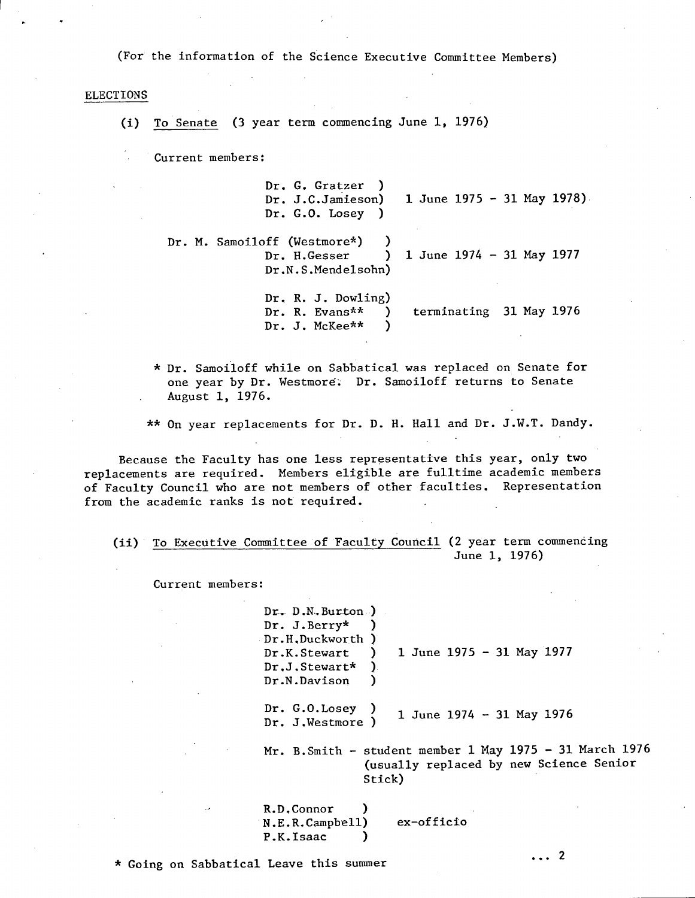(For the information of the Science Executive Committee Members)

ELECTIONS

(i) To Senate (3 year term commencing June 1, 1976)

Current members:

| Members | Term |
|---|---|
| Dr. G. Gratzer<br>Dr. J.C.Jamieson<br>Dr. G.O. Losey | 1 June 1975 - 31 May 1978 |
| Dr. M. Samoiloff (Westmore*)<br>Dr. H.Gesser<br>Dr.N.S.Mendelsohn | 1 June 1974 - 31 May 1977 |
| Dr. R. J. Dowling<br>Dr. R. Evans**<br>Dr. J. McKee** | terminating 31 May 1976 |

\* Dr. Samoiloff while on Sabbatical was replaced on Senate for one year by Dr. Westmore. Dr. Samoiloff returns to Senate August 1, 1976.

\*\* On year replacements for Dr. D. H. Hall and Dr. J.W.T. Dandy.

Because the Faculty has one less representative this year, only two replacements are required. Members eligible are fulltime academic members of Faculty Council who are not members of other faculties. Representation from the academic ranks is not required.

(ii) To Executive Committee of Faculty Council (2 year term commencing June 1, 1976)

Current members:

| Members | Term |
|---|---|
| Dr. D.N.Burton<br>Dr. J.Berry*<br>Dr.H.Duckworth<br>Dr.K.Stewart<br>Dr.J.Stewart*<br>Dr.N.Davison | 1 June 1975 - 31 May 1977 |
| Dr. G.O.Losey<br>Dr. J.Westmore | 1 June 1974 - 31 May 1976 |
| Mr. B.Smith | student member 1 May 1975 - 31 March 1976 (usually replaced by new Science Senior Stick) |
| R.D.Connor<br>N.E.R.Campbell<br>P.K.Isaac | ex-officio |

\* Going on Sabbatical Leave this summer

... 2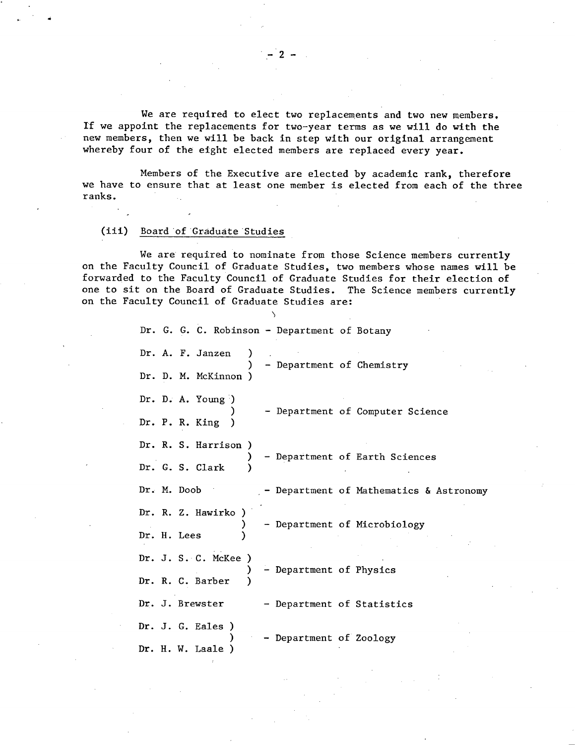We are required to elect two replacements and two new members. If we appoint the replacements for two-year terms as we will do with the new members, then we will be back in step with our original arrangement whereby four of the eight elected members are replaced every year.

Members of the Executive are elected by academic rank, therefore we have to ensure that at least one member is elected from each of the three ranks.

(iii) Board of Graduate Studies

We are required to nominate from those Science members currently on the Faculty Council of Graduate Studies, two members whose names will be forwarded to the Faculty Council of Graduate Studies for their election of one to sit on the Board of Graduate Studies. The Science members currently on the Faculty Council of Graduate Studies are:

| Member(s) | Department |
|---|---|
| Dr. G. G. C. Robinson | Department of Botany |
| Dr. A. F. Janzen; Dr. D. M. McKinnon | Department of Chemistry |
| Dr. D. A. Young; Dr. P. R. King | Department of Computer Science |
| Dr. R. S. Harrison; Dr. G. S. Clark | Department of Earth Sciences |
| Dr. M. Doob | Department of Mathematics & Astronomy |
| Dr. R. Z. Hawirko; Dr. H. Lees | Department of Microbiology |
| Dr. J. S. C. McKee; Dr. R. C. Barber | Department of Physics |
| Dr. J. Brewster | Department of Statistics |
| Dr. J. G. Eales; Dr. H. W. Laale | Department of Zoology |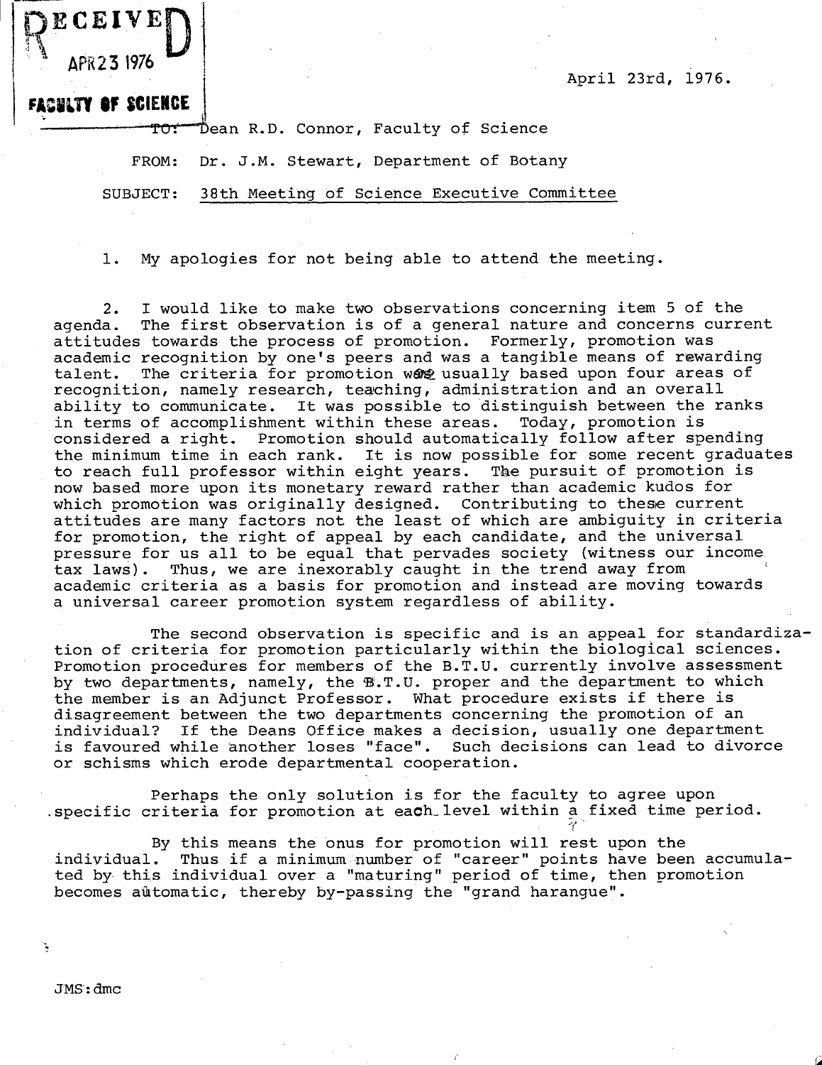RECEIVED
APR 23 1976
FACULTY OF SCIENCE

April 23rd, 1976.

TO: Dean R.D. Connor, Faculty of Science

FROM: Dr. J.M. Stewart, Department of Botany

SUBJECT: 38th Meeting of Science Executive Committee

1. My apologies for not being able to attend the meeting.

2. I would like to make two observations concerning item 5 of the agenda. The first observation is of a general nature and concerns current attitudes towards the process of promotion. Formerly, promotion was academic recognition by one's peers and was a tangible means of rewarding talent. The criteria for promotion were usually based upon four areas of recognition, namely research, teaching, administration and an overall ability to communicate. It was possible to distinguish between the ranks in terms of accomplishment within these areas. Today, promotion is considered a right. Promotion should automatically follow after spending the minimum time in each rank. It is now possible for some recent graduates to reach full professor within eight years. The pursuit of promotion is now based more upon its monetary reward rather than academic kudos for which promotion was originally designed. Contributing to these current attitudes are many factors not the least of which are ambiguity in criteria for promotion, the right of appeal by each candidate, and the universal pressure for us all to be equal that pervades society (witness our income tax laws). Thus, we are inexorably caught in the trend away from academic criteria as a basis for promotion and instead are moving towards a universal career promotion system regardless of ability.

The second observation is specific and is an appeal for standardization of criteria for promotion particularly within the biological sciences. Promotion procedures for members of the B.T.U. currently involve assessment by two departments, namely, the B.T.U. proper and the department to which the member is an Adjunct Professor. What procedure exists if there is disagreement between the two departments concerning the promotion of an individual? If the Deans Office makes a decision, usually one department is favoured while another loses "face". Such decisions can lead to divorce or schisms which erode departmental cooperation.

Perhaps the only solution is for the faculty to agree upon specific criteria for promotion at each level within a fixed time period.

By this means the onus for promotion will rest upon the individual. Thus if a minimum number of "career" points have been accumulated by this individual over a "maturing" period of time, then promotion becomes automatic, thereby by-passing the "grand harangue".

JMS:dmc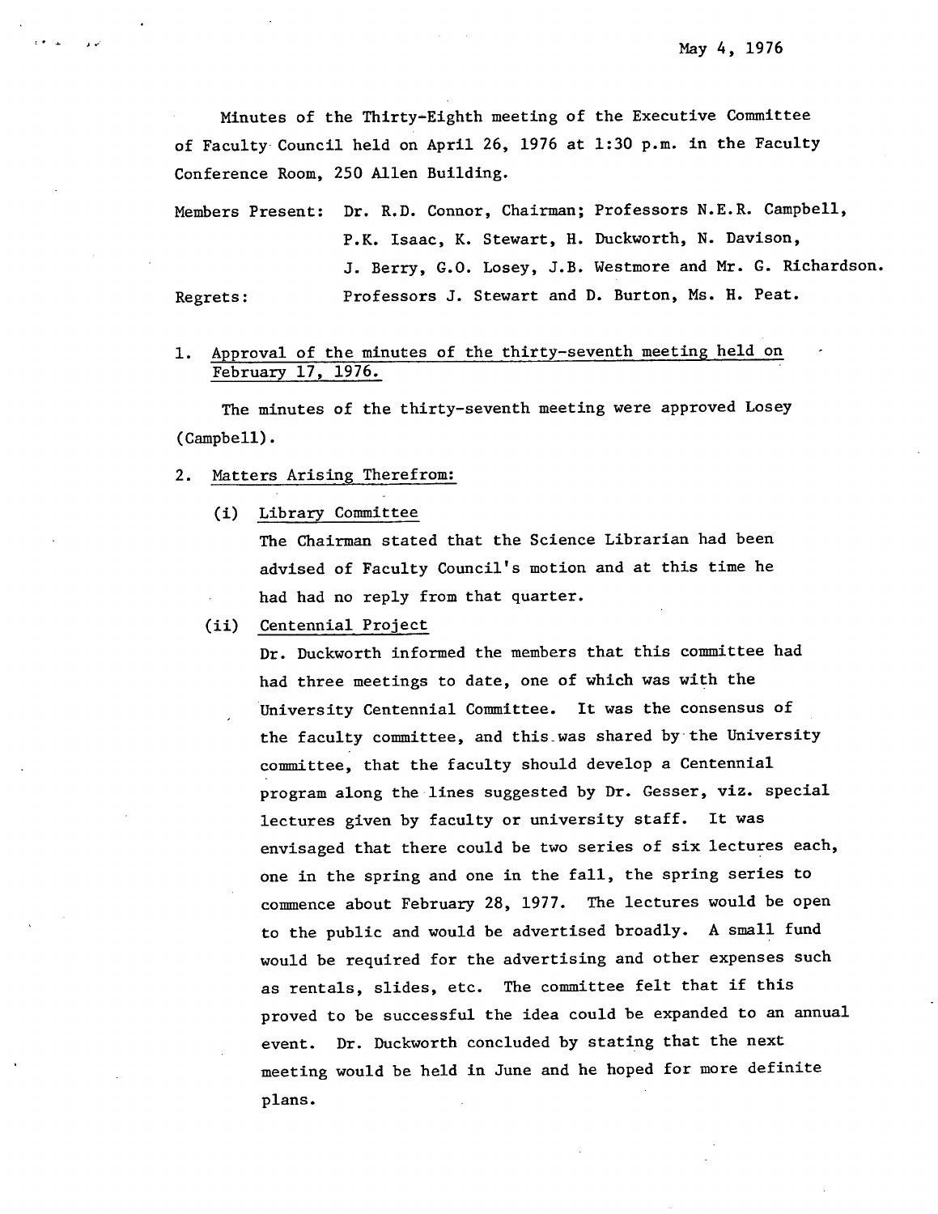May 4, 1976

Minutes of the Thirty-Eighth meeting of the Executive Committee of Faculty Council held on April 26, 1976 at 1:30 p.m. in the Faculty Conference Room, 250 Allen Building.

Members Present: Dr. R.D. Connor, Chairman; Professors N.E.R. Campbell, P.K. Isaac, K. Stewart, H. Duckworth, N. Davison, J. Berry, G.O. Losey, J.B. Westmore and Mr. G. Richardson.

Regrets: Professors J. Stewart and D. Burton, Ms. H. Peat.

1. <u>Approval of the minutes of the thirty-seventh meeting held on February 17, 1976.</u>

   The minutes of the thirty-seventh meeting were approved Losey (Campbell).

2. <u>Matters Arising Therefrom:</u>

   (i) <u>Library Committee</u>
   The Chairman stated that the Science Librarian had been advised of Faculty Council's motion and at this time he had had no reply from that quarter.

   (ii) <u>Centennial Project</u>
   Dr. Duckworth informed the members that this committee had had three meetings to date, one of which was with the University Centennial Committee. It was the consensus of the faculty committee, and this was shared by the University committee, that the faculty should develop a Centennial program along the lines suggested by Dr. Gesser, viz. special lectures given by faculty or university staff. It was envisaged that there could be two series of six lectures each, one in the spring and one in the fall, the spring series to commence about February 28, 1977. The lectures would be open to the public and would be advertised broadly. A small fund would be required for the advertising and other expenses such as rentals, slides, etc. The committee felt that if this proved to be successful the idea could be expanded to an annual event. Dr. Duckworth concluded by stating that the next meeting would be held in June and he hoped for more definite plans.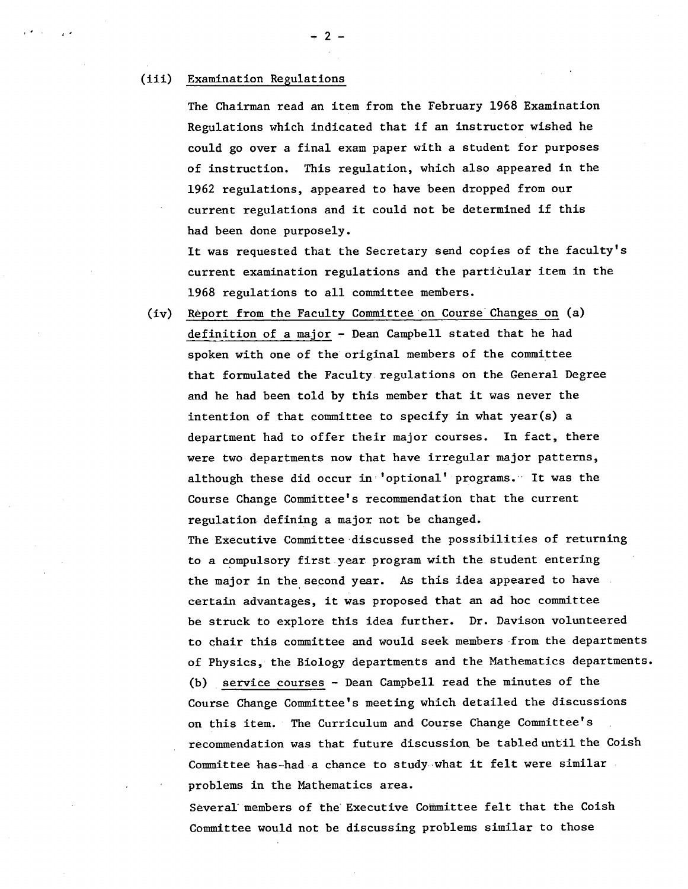(iii) Examination Regulations

The Chairman read an item from the February 1968 Examination Regulations which indicated that if an instructor wished he could go over a final exam paper with a student for purposes of instruction. This regulation, which also appeared in the 1962 regulations, appeared to have been dropped from our current regulations and it could not be determined if this had been done purposely.

It was requested that the Secretary send copies of the faculty's current examination regulations and the particular item in the 1968 regulations to all committee members.

(iv) Report from the Faculty Committee on Course Changes on (a) definition of a major - Dean Campbell stated that he had spoken with one of the original members of the committee that formulated the Faculty regulations on the General Degree and he had been told by this member that it was never the intention of that committee to specify in what year(s) a department had to offer their major courses. In fact, there were two departments now that have irregular major patterns, although these did occur in 'optional' programs. It was the Course Change Committee's recommendation that the current regulation defining a major not be changed.

The Executive Committee discussed the possibilities of returning to a compulsory first year program with the student entering the major in the second year. As this idea appeared to have certain advantages, it was proposed that an ad hoc committee be struck to explore this idea further. Dr. Davison volunteered to chair this committee and would seek members from the departments of Physics, the Biology departments and the Mathematics departments.

(b) service courses - Dean Campbell read the minutes of the Course Change Committee's meeting which detailed the discussions on this item. The Curriculum and Course Change Committee's recommendation was that future discussion be tabled until the Coish Committee has had a chance to study what it felt were similar problems in the Mathematics area.

Several members of the Executive Committee felt that the Coish Committee would not be discussing problems similar to those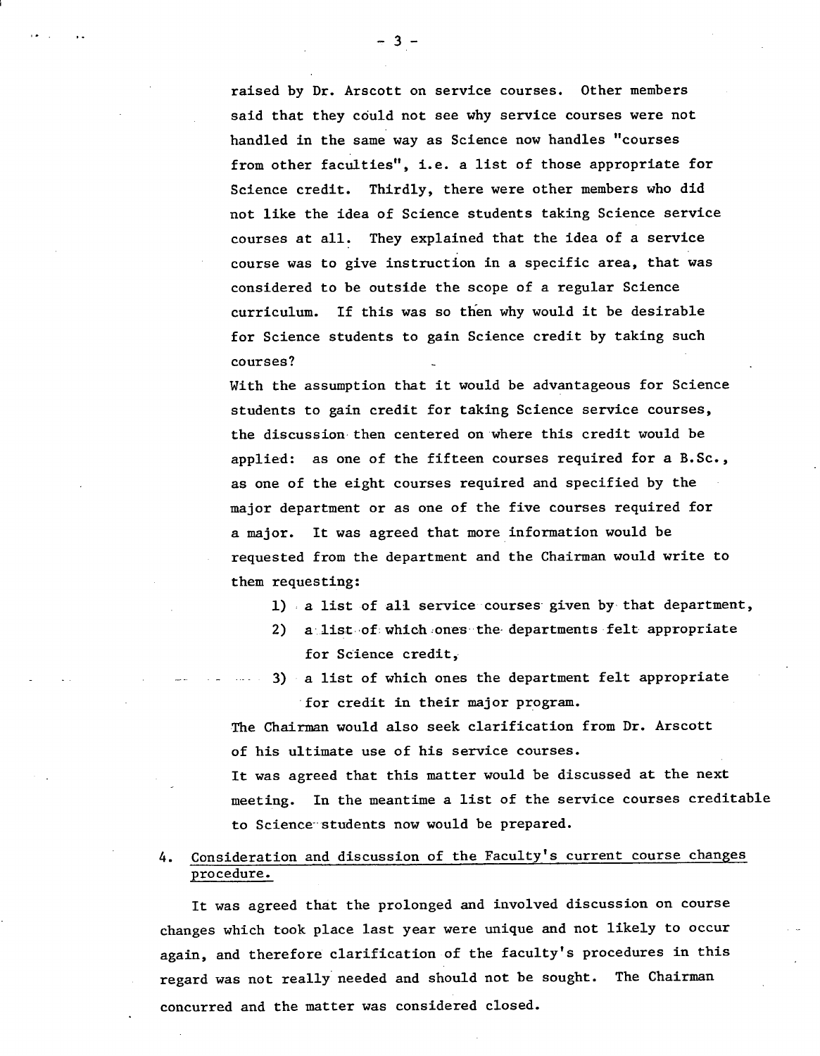raised by Dr. Arscott on service courses. Other members said that they could not see why service courses were not handled in the same way as Science now handles "courses from other faculties", i.e. a list of those appropriate for Science credit. Thirdly, there were other members who did not like the idea of Science students taking Science service courses at all. They explained that the idea of a service course was to give instruction in a specific area, that was considered to be outside the scope of a regular Science curriculum. If this was so then why would it be desirable for Science students to gain Science credit by taking such courses?

With the assumption that it would be advantageous for Science students to gain credit for taking Science service courses, the discussion then centered on where this credit would be applied: as one of the fifteen courses required for a B.Sc., as one of the eight courses required and specified by the major department or as one of the five courses required for a major. It was agreed that more information would be requested from the department and the Chairman would write to them requesting:

1) a list of all service courses given by that department,
2) a list of which ones the departments felt appropriate for Science credit,
3) a list of which ones the department felt appropriate for credit in their major program.

The Chairman would also seek clarification from Dr. Arscott of his ultimate use of his service courses.

It was agreed that this matter would be discussed at the next meeting. In the meantime a list of the service courses creditable to Science students now would be prepared.

4. <u>Consideration and discussion of the Faculty's current course changes procedure.</u>

It was agreed that the prolonged and involved discussion on course changes which took place last year were unique and not likely to occur again, and therefore clarification of the faculty's procedures in this regard was not really needed and should not be sought. The Chairman concurred and the matter was considered closed.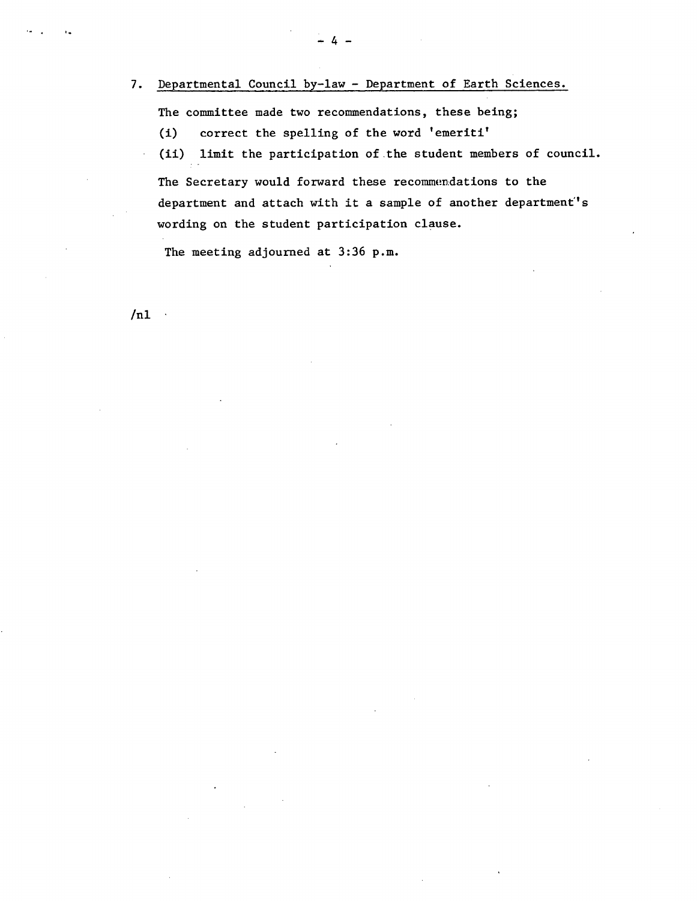7. <u>Departmental Council by-law - Department of Earth Sciences.</u>

The committee made two recommendations, these being;

(i) correct the spelling of the word 'emeriti'

(ii) limit the participation of the student members of council.

The Secretary would forward these recommendations to the department and attach with it a sample of another department's wording on the student participation clause.

The meeting adjourned at 3:36 p.m.

/nl